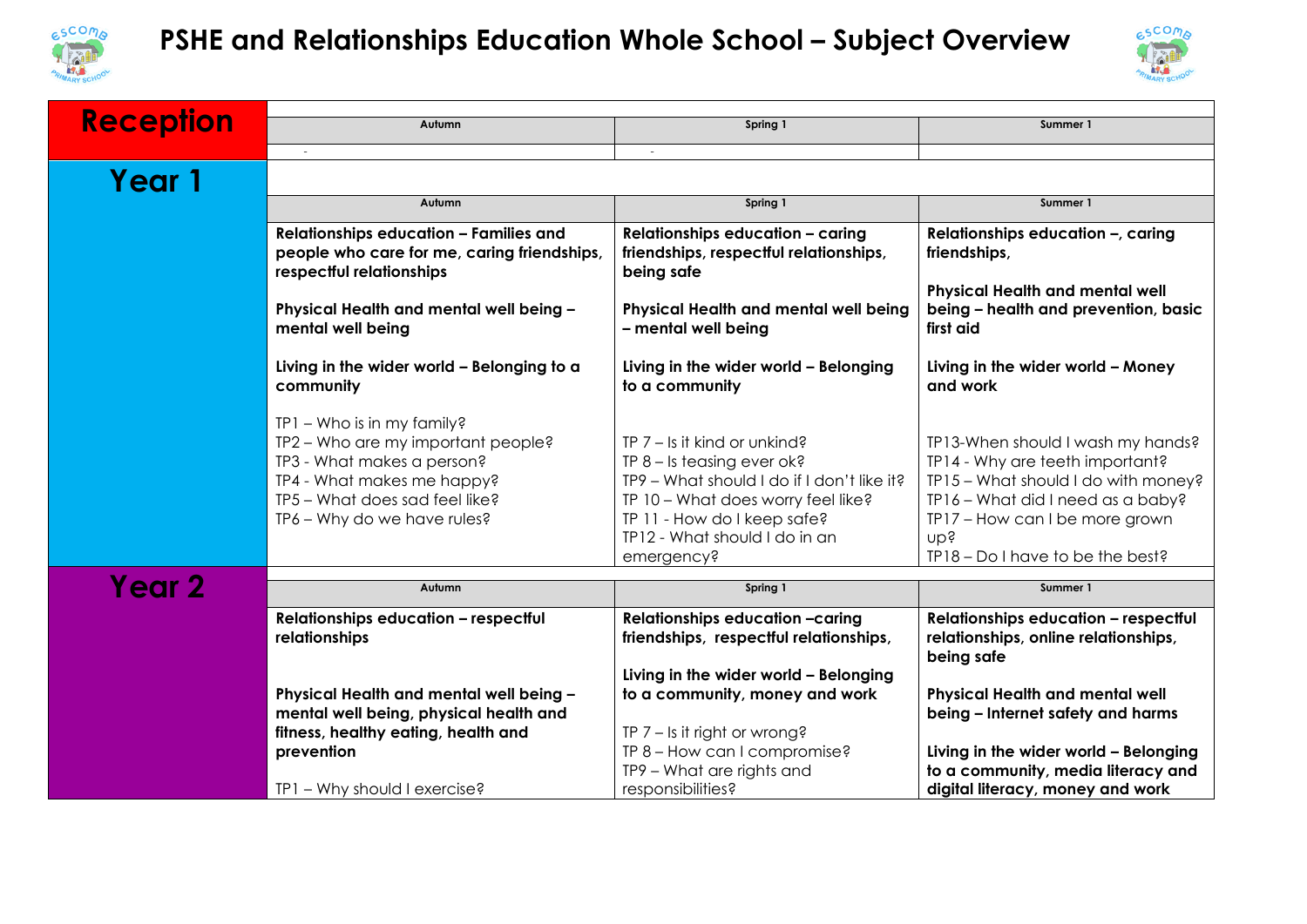# PSHE and Relationships Education Whole School – Subject Overview

## Reception

| Autumn | Spring 1 | Summer 1 |
|---|---|---|
| - | - | |

## Year 1

| Autumn | Spring 1 | Summer 1 |
|---|---|---|
| **Relationships education – Families and people who care for me, caring friendships, respectful relationships**<br><br>**Physical Health and mental well being – mental well being**<br><br>**Living in the wider world – Belonging to a community**<br><br>TP1 – Who is in my family?<br>TP2 – Who are my important people?<br>TP3 - What makes a person?<br>TP4 - What makes me happy?<br>TP5 – What does sad feel like?<br>TP6 – Why do we have rules? | **Relationships education – caring friendships, respectful relationships, being safe**<br><br>**Physical Health and mental well being – mental well being**<br><br>**Living in the wider world – Belonging to a community**<br><br>TP 7 – Is it kind or unkind?<br>TP 8 – Is teasing ever ok?<br>TP9 – What should I do if I don't like it?<br>TP 10 – What does worry feel like?<br>TP 11 - How do I keep safe?<br>TP12 - What should I do in an emergency? | **Relationships education –, caring friendships,**<br><br>**Physical Health and mental well being – health and prevention, basic first aid**<br><br>**Living in the wider world – Money and work**<br><br>TP13-When should I wash my hands?<br>TP14 - Why are teeth important?<br>TP15 – What should I do with money?<br>TP16 – What did I need as a baby?<br>TP17 – How can I be more grown up?<br>TP18 – Do I have to be the best? |

## Year 2

| Autumn | Spring 1 | Summer 1 |
|---|---|---|
| **Relationships education – respectful relationships**<br><br>**Physical Health and mental well being – mental well being, physical health and fitness, healthy eating, health and prevention**<br><br>TP1 – Why should I exercise? | **Relationships education –caring friendships, respectful relationships,**<br><br>**Living in the wider world – Belonging to a community, money and work**<br><br>TP 7 – Is it right or wrong?<br>TP 8 – How can I compromise?<br>TP9 – What are rights and responsibilities? | **Relationships education – respectful relationships, online relationships, being safe**<br><br>**Physical Health and mental well being – Internet safety and harms**<br><br>**Living in the wider world – Belonging to a community, media literacy and digital literacy, money and work** |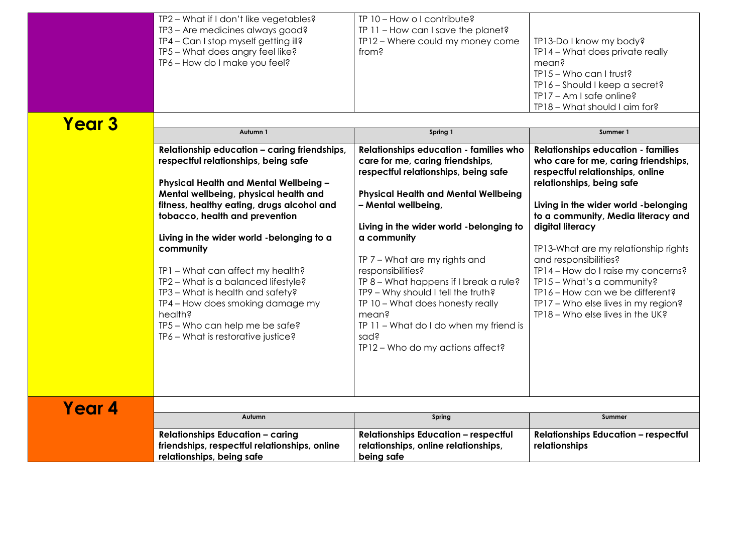| | | | |
|---|---|---|---|
| | TP2 – What if I don't like vegetables?<br>TP3 – Are medicines always good?<br>TP4 – Can I stop myself getting ill?<br>TP5 – What does angry feel like?<br>TP6 – How do I make you feel? | TP 10 – How o I contribute?<br>TP 11 – How can I save the planet?<br>TP12 – Where could my money come from? | TP13-Do I know my body?<br>TP14 – What does private really mean?<br>TP15 – Who can I trust?<br>TP16 – Should I keep a secret?<br>TP17 – Am I safe online?<br>TP18 – What should I aim for? |
| **Year 3** | **Autumn 1** | **Spring 1** | **Summer 1** |
| | **Relationship education – caring friendships, respectful relationships, being safe**<br><br>**Physical Health and Mental Wellbeing – Mental wellbeing, physical health and fitness, healthy eating, drugs alcohol and tobacco, health and prevention**<br><br>**Living in the wider world -belonging to a community**<br><br>TP1 – What can affect my health?<br>TP2 – What is a balanced lifestyle?<br>TP3 – What is health and safety?<br>TP4 – How does smoking damage my health?<br>TP5 – Who can help me be safe?<br>TP6 – What is restorative justice? | **Relationships education - families who care for me, caring friendships, respectful relationships, being safe**<br><br>**Physical Health and Mental Wellbeing – Mental wellbeing,**<br><br>**Living in the wider world -belonging to a community**<br><br>TP 7 – What are my rights and responsibilities?<br>TP 8 – What happens if I break a rule?<br>TP9 – Why should I tell the truth?<br>TP 10 – What does honesty really mean?<br>TP 11 – What do I do when my friend is sad?<br>TP12 – Who do my actions affect? | **Relationships education - families who care for me, caring friendships, respectful relationships, online relationships, being safe**<br><br>**Living in the wider world -belonging to a community, Media literacy and digital literacy**<br><br>TP13-What are my relationship rights and responsibilities?<br>TP14 – How do I raise my concerns?<br>TP15 – What's a community?<br>TP16 – How can we be different?<br>TP17 – Who else lives in my region?<br>TP18 – Who else lives in the UK? |
| **Year 4** | **Autumn** | **Spring** | **Summer** |
| | **Relationships Education – caring friendships, respectful relationships, online relationships, being safe** | **Relationships Education – respectful relationships, online relationships, being safe** | **Relationships Education – respectful relationships** |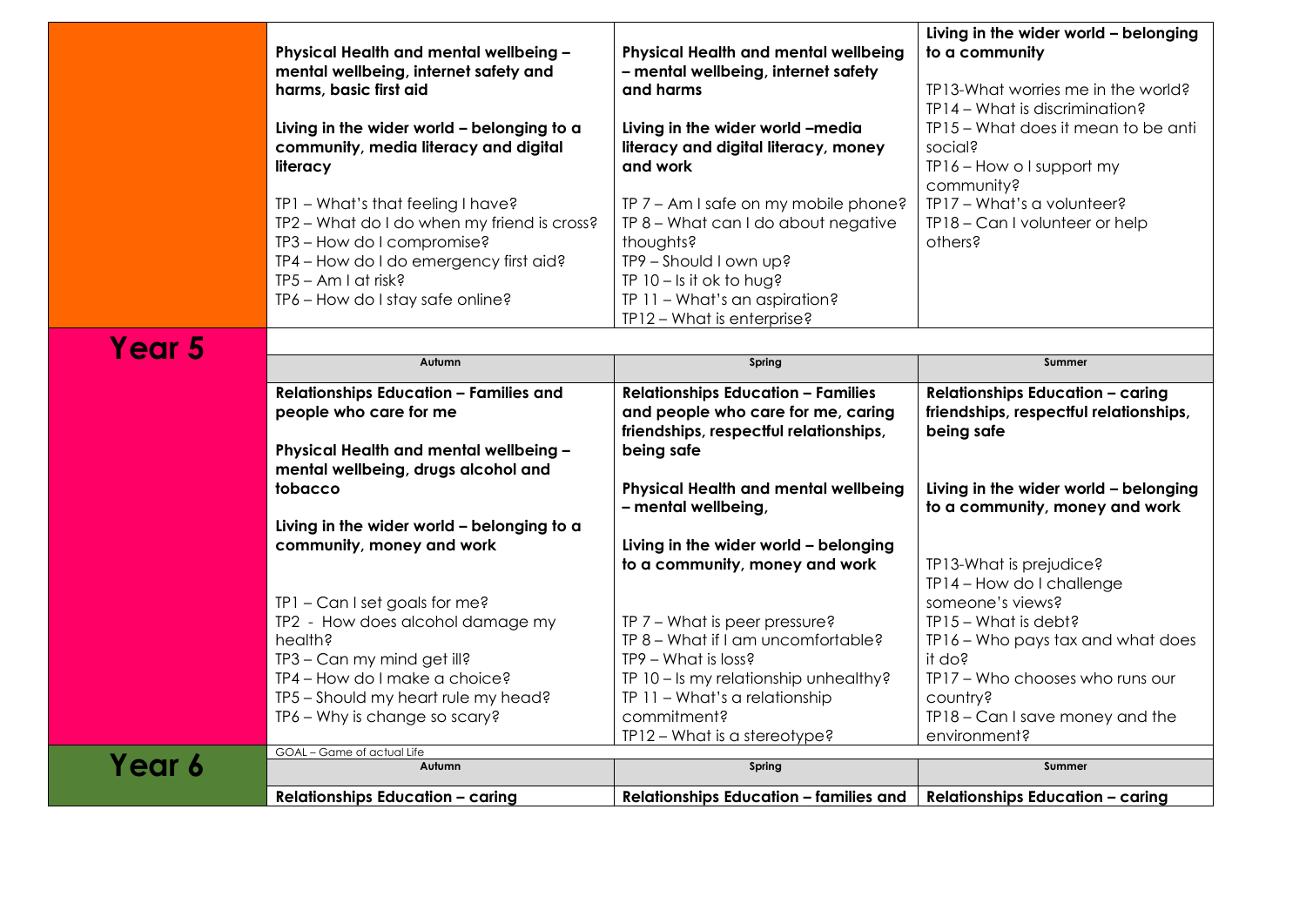| | | | |
|---|---|---|---|
| | **Physical Health and mental wellbeing – mental wellbeing, internet safety and harms, basic first aid**<br><br>**Living in the wider world – belonging to a community, media literacy and digital literacy**<br><br>TP1 – What's that feeling I have?<br>TP2 – What do I do when my friend is cross?<br>TP3 – How do I compromise?<br>TP4 – How do I do emergency first aid?<br>TP5 – Am I at risk?<br>TP6 – How do I stay safe online? | **Physical Health and mental wellbeing – mental wellbeing, internet safety and harms**<br><br>**Living in the wider world –media literacy and digital literacy, money and work**<br><br>TP 7 – Am I safe on my mobile phone?<br>TP 8 – What can I do about negative thoughts?<br>TP9 – Should I own up?<br>TP 10 – Is it ok to hug?<br>TP 11 – What's an aspiration?<br>TP12 – What is enterprise? | **Living in the wider world – belonging to a community**<br><br>TP13-What worries me in the world?<br>TP14 – What is discrimination?<br>TP15 – What does it mean to be anti social?<br>TP16 – How o I support my community?<br>TP17 – What's a volunteer?<br>TP18 – Can I volunteer or help others? |
| **Year 5** | | | |
| | **Autumn** | **Spring** | **Summer** |
| | **Relationships Education – Families and people who care for me**<br><br>**Physical Health and mental wellbeing – mental wellbeing, drugs alcohol and tobacco**<br><br>**Living in the wider world – belonging to a community, money and work**<br><br>TP1 – Can I set goals for me?<br>TP2 - How does alcohol damage my health?<br>TP3 – Can my mind get ill?<br>TP4 – How do I make a choice?<br>TP5 – Should my heart rule my head?<br>TP6 – Why is change so scary? | **Relationships Education – Families and people who care for me, caring friendships, respectful relationships, being safe**<br><br>**Physical Health and mental wellbeing – mental wellbeing,**<br><br>**Living in the wider world – belonging to a community, money and work**<br><br>TP 7 – What is peer pressure?<br>TP 8 – What if I am uncomfortable?<br>TP9 – What is loss?<br>TP 10 – Is my relationship unhealthy?<br>TP 11 – What's a relationship commitment?<br>TP12 – What is a stereotype? | **Relationships Education – caring friendships, respectful relationships, being safe**<br><br>**Living in the wider world – belonging to a community, money and work**<br><br>TP13-What is prejudice?<br>TP14 – How do I challenge someone's views?<br>TP15 – What is debt?<br>TP16 – Who pays tax and what does it do?<br>TP17 – Who chooses who runs our country?<br>TP18 – Can I save money and the environment? |
| | GOAL – Game of actual Life | | |
| **Year 6** | **Autumn** | **Spring** | **Summer** |
| | **Relationships Education – caring** | **Relationships Education – families and** | **Relationships Education – caring** |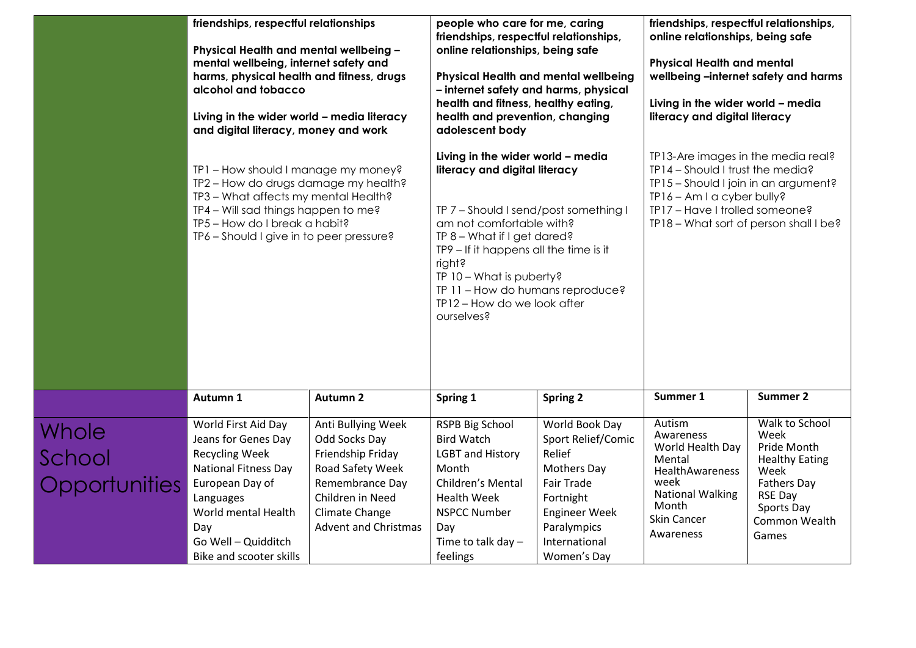| | Autumn 1 | Autumn 2 | Spring 1 | Spring 2 | Summer 1 | Summer 2 |
|---|---|---|---|---|---|---|
| | **friendships, respectful relationships**<br><br>**Physical Health and mental wellbeing – mental wellbeing, internet safety and harms, physical health and fitness, drugs alcohol and tobacco**<br><br>**Living in the wider world – media literacy and digital literacy, money and work**<br><br>TP1 – How should I manage my money?<br>TP2 – How do drugs damage my health?<br>TP3 – What affects my mental Health?<br>TP4 – Will sad things happen to me?<br>TP5 – How do I break a habit?<br>TP6 – Should I give in to peer pressure? | | **people who care for me, caring friendships, respectful relationships, online relationships, being safe**<br><br>**Physical Health and mental wellbeing – internet safety and harms, physical health and fitness, healthy eating, health and prevention, changing adolescent body**<br><br>**Living in the wider world – media literacy and digital literacy**<br><br>TP 7 – Should I send/post something I am not comfortable with?<br>TP 8 – What if I get dared?<br>TP9 – If it happens all the time is it right?<br>TP 10 – What is puberty?<br>TP 11 – How do humans reproduce?<br>TP12 – How do we look after ourselves? | | **friendships, respectful relationships, online relationships, being safe**<br><br>**Physical Health and mental wellbeing –internet safety and harms**<br><br>**Living in the wider world – media literacy and digital literacy**<br><br>TP13-Are images in the media real?<br>TP14 – Should I trust the media?<br>TP15 – Should I join in an argument?<br>TP16 – Am I a cyber bully?<br>TP17 – Have I trolled someone?<br>TP18 – What sort of person shall I be? | |
| | **Autumn 1** | **Autumn 2** | **Spring 1** | **Spring 2** | **Summer 1** | **Summer 2** |
| Whole School Opportunities | World First Aid Day<br>Jeans for Genes Day<br>Recycling Week<br>National Fitness Day<br>European Day of Languages<br>World mental Health Day<br>Go Well – Quidditch<br>Bike and scooter skills | Anti Bullying Week<br>Odd Socks Day<br>Friendship Friday<br>Road Safety Week<br>Remembrance Day<br>Children in Need<br>Climate Change<br>Advent and Christmas | RSPB Big School Bird Watch<br>LGBT and History Month<br>Children's Mental Health Week<br>NSPCC Number Day<br>Time to talk day – feelings | World Book Day<br>Sport Relief/Comic Relief<br>Mothers Day<br>Fair Trade Fortnight<br>Engineer Week<br>Paralympics<br>International Women's Day | Autism Awareness<br>World Health Day<br>Mental HealthAwareness week<br>National Walking Month<br>Skin Cancer Awareness | Walk to School Week<br>Pride Month<br>Healthy Eating Week<br>Fathers Day<br>RSE Day<br>Sports Day<br>Common Wealth Games |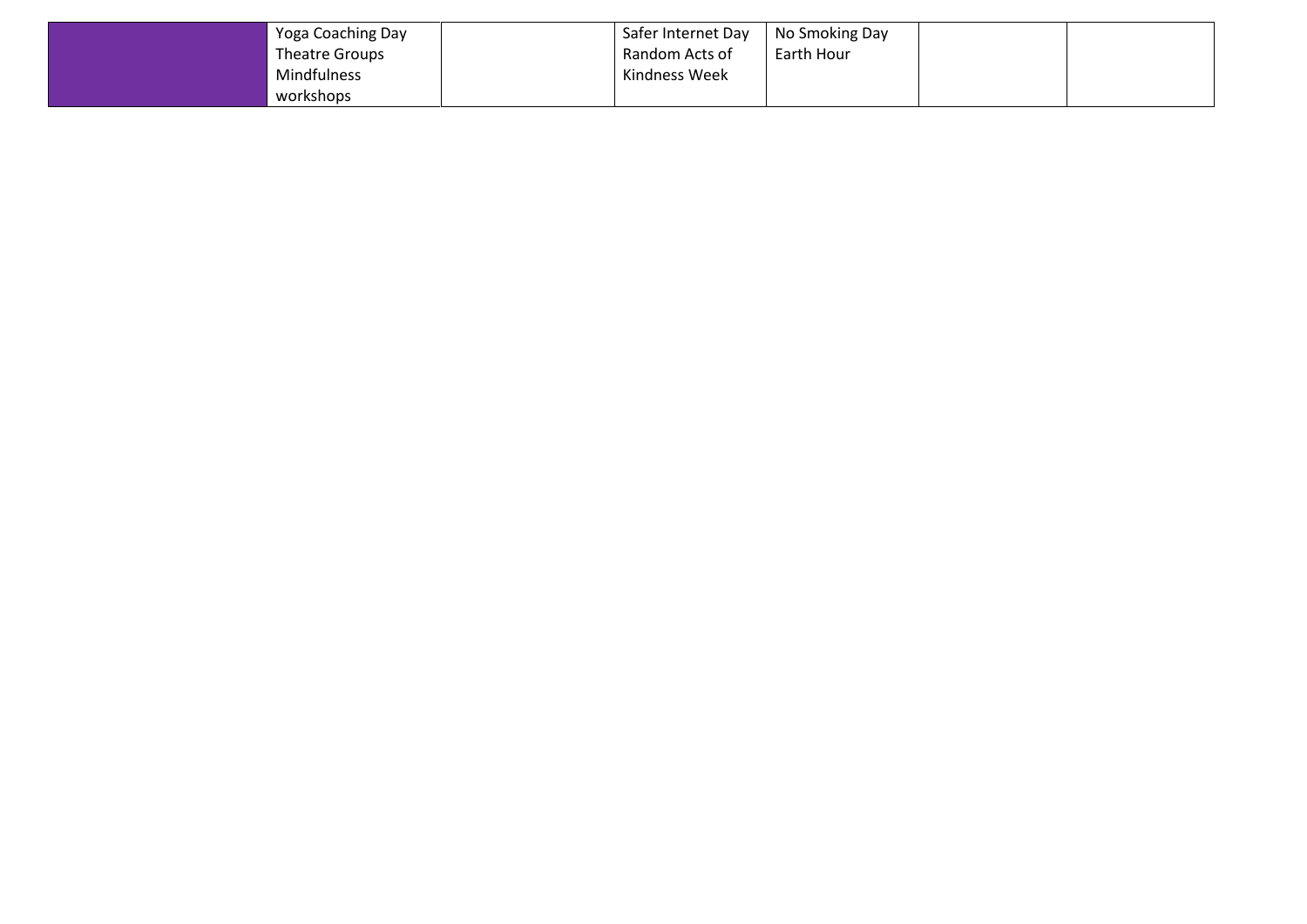| | | | | | | |
|---|---|---|---|---|---|---|
| | Yoga Coaching Day<br>Theatre Groups<br>Mindfulness workshops | | Safer Internet Day<br>Random Acts of Kindness Week | No Smoking Day<br>Earth Hour | | |